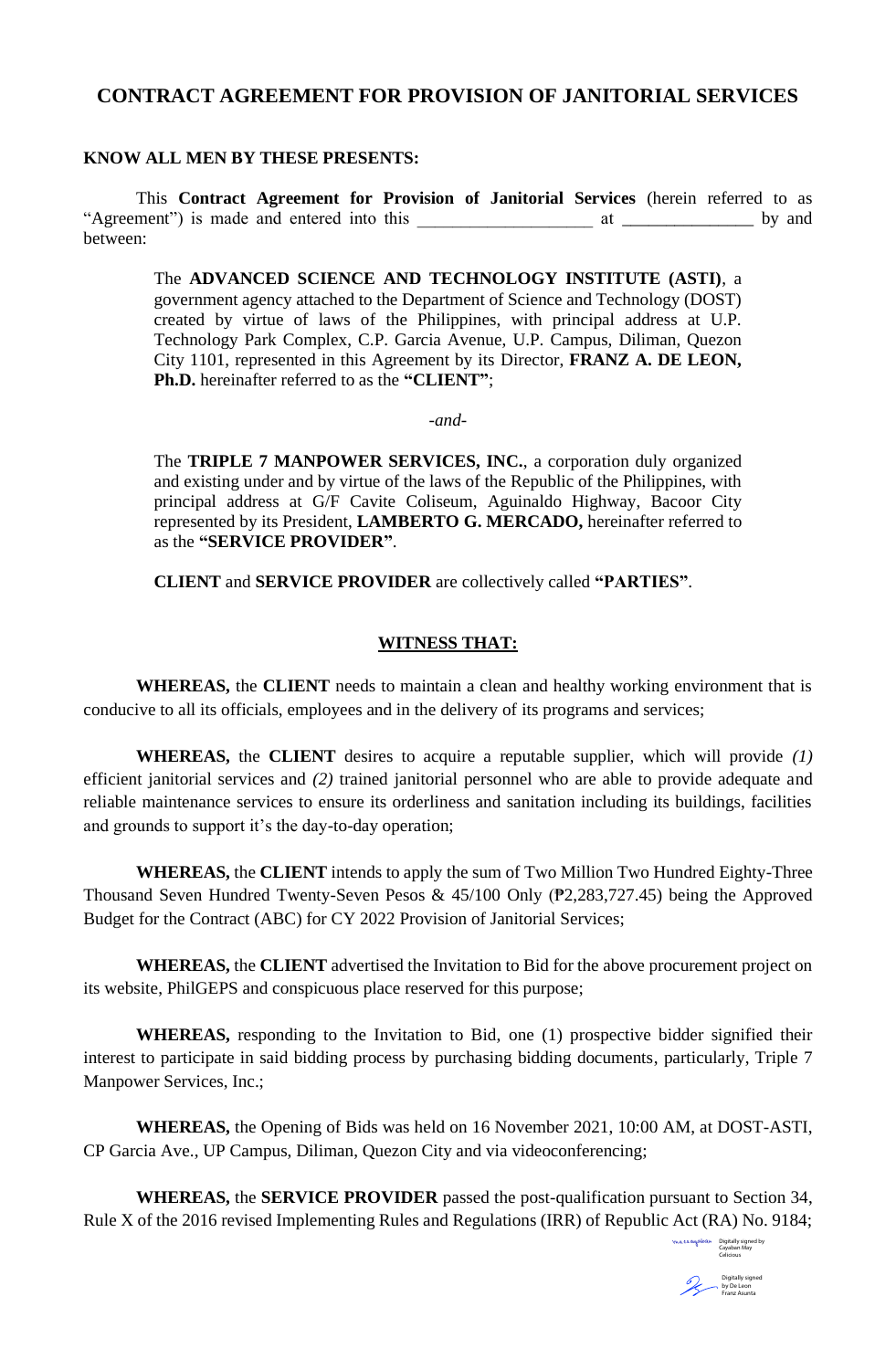# CONTRACT AGREEMENT FOR PROVISION OF JANITORIAL SERVICES

**KNOW ALL MEN BY THESE PRESENTS:**

This **Contract Agreement for Provision of Janitorial Services** (herein referred to as "Agreement") is made and entered into this ___________________ at _______________ by and between:

> The **ADVANCED SCIENCE AND TECHNOLOGY INSTITUTE (ASTI)**, a government agency attached to the Department of Science and Technology (DOST) created by virtue of laws of the Philippines, with principal address at U.P. Technology Park Complex, C.P. Garcia Avenue, U.P. Campus, Diliman, Quezon City 1101, represented in this Agreement by its Director, **FRANZ A. DE LEON, Ph.D.** hereinafter referred to as the **"CLIENT"**;
>
> *-and-*
>
> The **TRIPLE 7 MANPOWER SERVICES, INC.**, a corporation duly organized and existing under and by virtue of the laws of the Republic of the Philippines, with principal address at G/F Cavite Coliseum, Aguinaldo Highway, Bacoor City represented by its President, **LAMBERTO G. MERCADO,** hereinafter referred to as the **"SERVICE PROVIDER"**.
>
> **CLIENT** and **SERVICE PROVIDER** are collectively called **"PARTIES"**.

**WITNESS THAT:**

**WHEREAS,** the **CLIENT** needs to maintain a clean and healthy working environment that is conducive to all its officials, employees and in the delivery of its programs and services;

**WHEREAS,** the **CLIENT** desires to acquire a reputable supplier, which will provide *(1)* efficient janitorial services and *(2)* trained janitorial personnel who are able to provide adequate and reliable maintenance services to ensure its orderliness and sanitation including its buildings, facilities and grounds to support it's the day-to-day operation;

**WHEREAS,** the **CLIENT** intends to apply the sum of Two Million Two Hundred Eighty-Three Thousand Seven Hundred Twenty-Seven Pesos & 45/100 Only (₱2,283,727.45) being the Approved Budget for the Contract (ABC) for CY 2022 Provision of Janitorial Services;

**WHEREAS,** the **CLIENT** advertised the Invitation to Bid for the above procurement project on its website, PhilGEPS and conspicuous place reserved for this purpose;

**WHEREAS,** responding to the Invitation to Bid, one (1) prospective bidder signified their interest to participate in said bidding process by purchasing bidding documents, particularly, Triple 7 Manpower Services, Inc.;

**WHEREAS,** the Opening of Bids was held on 16 November 2021, 10:00 AM, at DOST-ASTI, CP Garcia Ave., UP Campus, Diliman, Quezon City and via videoconferencing;

**WHEREAS,** the **SERVICE PROVIDER** passed the post-qualification pursuant to Section 34, Rule X of the 2016 revised Implementing Rules and Regulations (IRR) of Republic Act (RA) No. 9184;

Digitally signed by Cayaban May Celicious

Digitally signed by De Leon Franz Asunta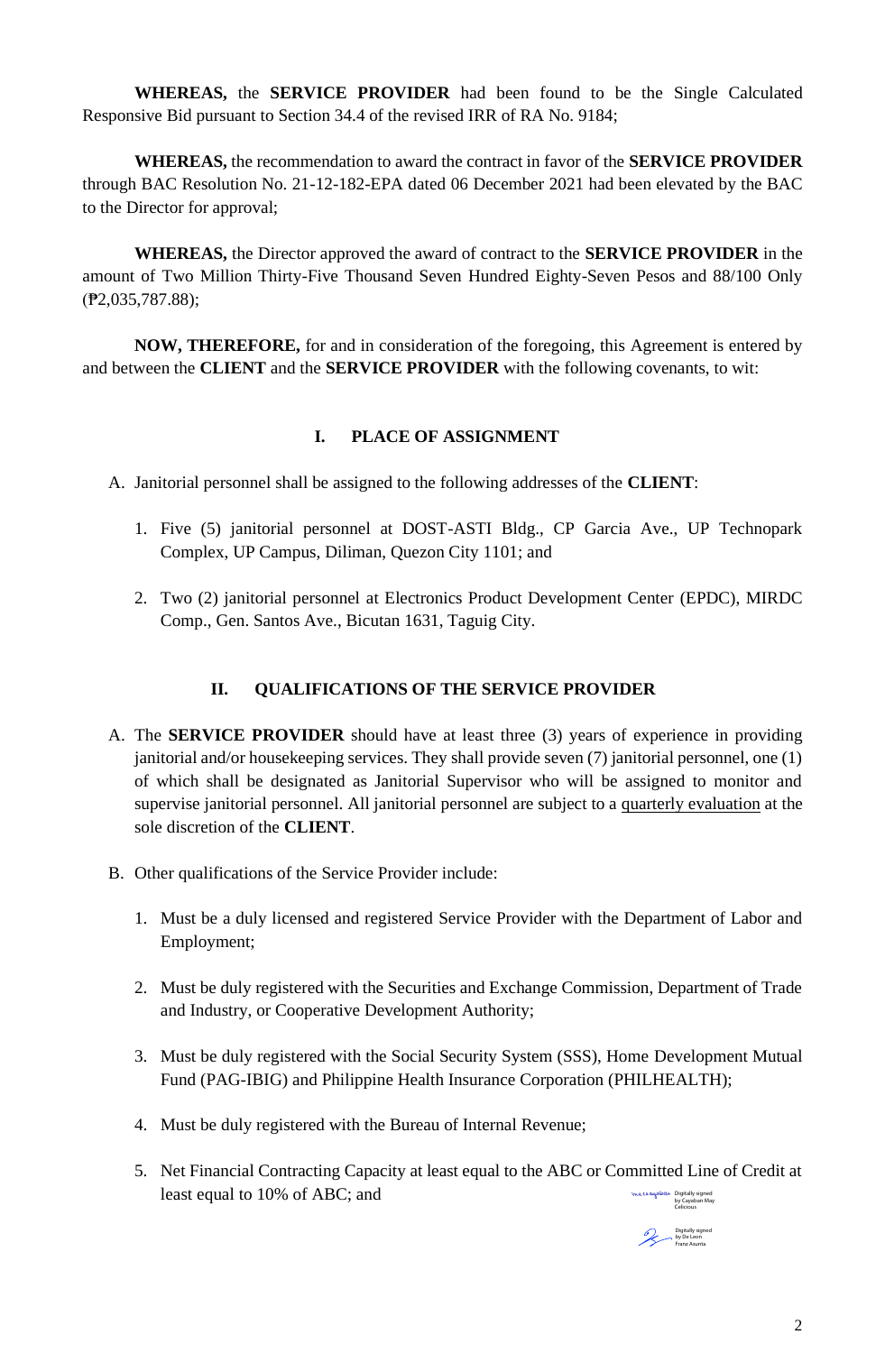**WHEREAS,** the **SERVICE PROVIDER** had been found to be the Single Calculated Responsive Bid pursuant to Section 34.4 of the revised IRR of RA No. 9184;

**WHEREAS,** the recommendation to award the contract in favor of the **SERVICE PROVIDER** through BAC Resolution No. 21-12-182-EPA dated 06 December 2021 had been elevated by the BAC to the Director for approval;

**WHEREAS,** the Director approved the award of contract to the **SERVICE PROVIDER** in the amount of Two Million Thirty-Five Thousand Seven Hundred Eighty-Seven Pesos and 88/100 Only (₱2,035,787.88);

**NOW, THEREFORE,** for and in consideration of the foregoing, this Agreement is entered by and between the **CLIENT** and the **SERVICE PROVIDER** with the following covenants, to wit:

## I. PLACE OF ASSIGNMENT

A. Janitorial personnel shall be assigned to the following addresses of the **CLIENT**:

1. Five (5) janitorial personnel at DOST-ASTI Bldg., CP Garcia Ave., UP Technopark Complex, UP Campus, Diliman, Quezon City 1101; and

2. Two (2) janitorial personnel at Electronics Product Development Center (EPDC), MIRDC Comp., Gen. Santos Ave., Bicutan 1631, Taguig City.

## II. QUALIFICATIONS OF THE SERVICE PROVIDER

A. The **SERVICE PROVIDER** should have at least three (3) years of experience in providing janitorial and/or housekeeping services. They shall provide seven (7) janitorial personnel, one (1) of which shall be designated as Janitorial Supervisor who will be assigned to monitor and supervise janitorial personnel. All janitorial personnel are subject to a quarterly evaluation at the sole discretion of the **CLIENT**.

B. Other qualifications of the Service Provider include:

1. Must be a duly licensed and registered Service Provider with the Department of Labor and Employment;

2. Must be duly registered with the Securities and Exchange Commission, Department of Trade and Industry, or Cooperative Development Authority;

3. Must be duly registered with the Social Security System (SSS), Home Development Mutual Fund (PAG-IBIG) and Philippine Health Insurance Corporation (PHILHEALTH);

4. Must be duly registered with the Bureau of Internal Revenue;

5. Net Financial Contracting Capacity at least equal to the ABC or Committed Line of Credit at least equal to 10% of ABC; and

Digitally signed by Cayaban May Celicious

Digitally signed by De Leon Franz Asunta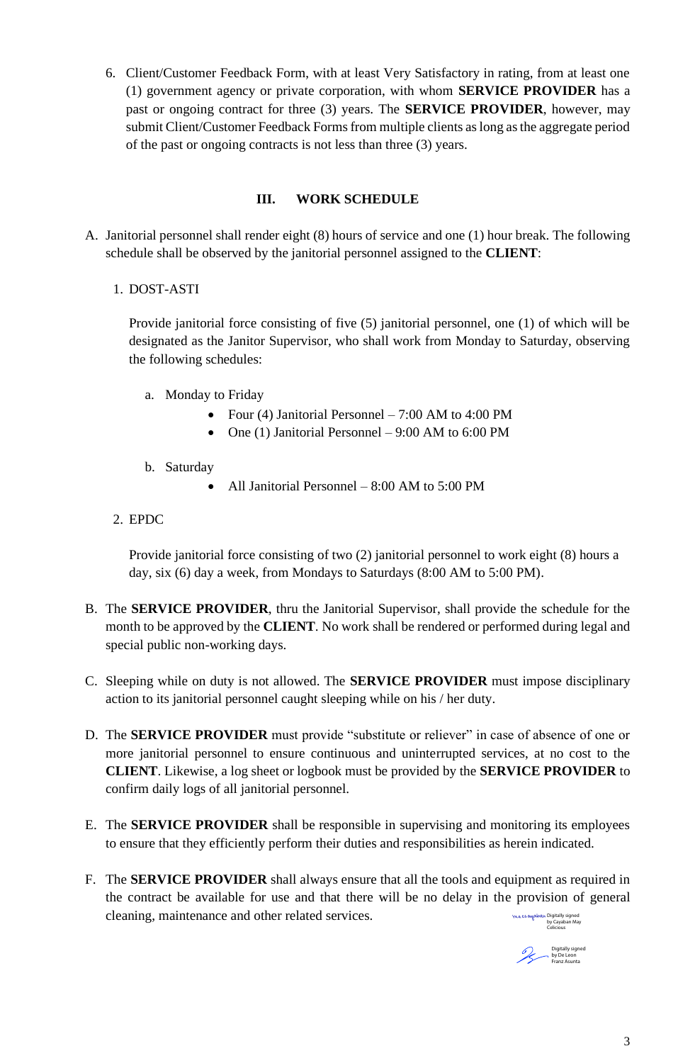6. Client/Customer Feedback Form, with at least Very Satisfactory in rating, from at least one (1) government agency or private corporation, with whom **SERVICE PROVIDER** has a past or ongoing contract for three (3) years. The **SERVICE PROVIDER**, however, may submit Client/Customer Feedback Forms from multiple clients as long as the aggregate period of the past or ongoing contracts is not less than three (3) years.

## III. WORK SCHEDULE

A. Janitorial personnel shall render eight (8) hours of service and one (1) hour break. The following schedule shall be observed by the janitorial personnel assigned to the **CLIENT**:

1. DOST-ASTI

   Provide janitorial force consisting of five (5) janitorial personnel, one (1) of which will be designated as the Janitor Supervisor, who shall work from Monday to Saturday, observing the following schedules:

   a. Monday to Friday
      - Four (4) Janitorial Personnel – 7:00 AM to 4:00 PM
      - One (1) Janitorial Personnel – 9:00 AM to 6:00 PM

   b. Saturday
      - All Janitorial Personnel – 8:00 AM to 5:00 PM

2. EPDC

   Provide janitorial force consisting of two (2) janitorial personnel to work eight (8) hours a day, six (6) day a week, from Mondays to Saturdays (8:00 AM to 5:00 PM).

B. The **SERVICE PROVIDER**, thru the Janitorial Supervisor, shall provide the schedule for the month to be approved by the **CLIENT**. No work shall be rendered or performed during legal and special public non-working days.

C. Sleeping while on duty is not allowed. The **SERVICE PROVIDER** must impose disciplinary action to its janitorial personnel caught sleeping while on his / her duty.

D. The **SERVICE PROVIDER** must provide "substitute or reliever" in case of absence of one or more janitorial personnel to ensure continuous and uninterrupted services, at no cost to the **CLIENT**. Likewise, a log sheet or logbook must be provided by the **SERVICE PROVIDER** to confirm daily logs of all janitorial personnel.

E. The **SERVICE PROVIDER** shall be responsible in supervising and monitoring its employees to ensure that they efficiently perform their duties and responsibilities as herein indicated.

F. The **SERVICE PROVIDER** shall always ensure that all the tools and equipment as required in the contract be available for use and that there will be no delay in the provision of general cleaning, maintenance and other related services.

Digitally signed by Cayaban May Celicious

Digitally signed by De Leon Franz Asunta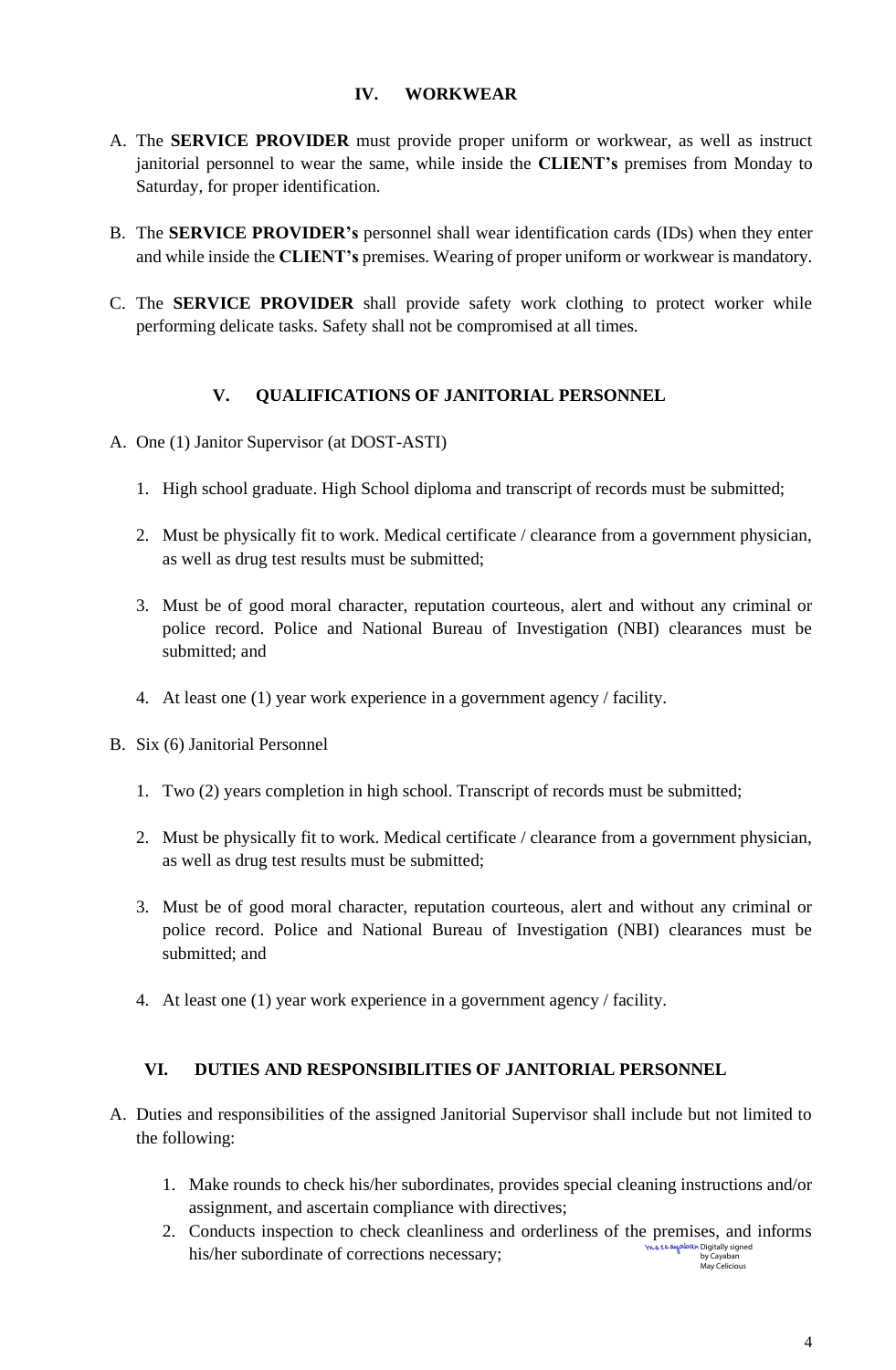## IV. WORKWEAR

A. The **SERVICE PROVIDER** must provide proper uniform or workwear, as well as instruct janitorial personnel to wear the same, while inside the **CLIENT's** premises from Monday to Saturday, for proper identification.

B. The **SERVICE PROVIDER's** personnel shall wear identification cards (IDs) when they enter and while inside the **CLIENT's** premises. Wearing of proper uniform or workwear is mandatory.

C. The **SERVICE PROVIDER** shall provide safety work clothing to protect worker while performing delicate tasks. Safety shall not be compromised at all times.

## V. QUALIFICATIONS OF JANITORIAL PERSONNEL

A. One (1) Janitor Supervisor (at DOST-ASTI)

1. High school graduate. High School diploma and transcript of records must be submitted;
2. Must be physically fit to work. Medical certificate / clearance from a government physician, as well as drug test results must be submitted;
3. Must be of good moral character, reputation courteous, alert and without any criminal or police record. Police and National Bureau of Investigation (NBI) clearances must be submitted; and
4. At least one (1) year work experience in a government agency / facility.

B. Six (6) Janitorial Personnel

1. Two (2) years completion in high school. Transcript of records must be submitted;
2. Must be physically fit to work. Medical certificate / clearance from a government physician, as well as drug test results must be submitted;
3. Must be of good moral character, reputation courteous, alert and without any criminal or police record. Police and National Bureau of Investigation (NBI) clearances must be submitted; and
4. At least one (1) year work experience in a government agency / facility.

## VI. DUTIES AND RESPONSIBILITIES OF JANITORIAL PERSONNEL

A. Duties and responsibilities of the assigned Janitorial Supervisor shall include but not limited to the following:

1. Make rounds to check his/her subordinates, provides special cleaning instructions and/or assignment, and ascertain compliance with directives;
2. Conducts inspection to check cleanliness and orderliness of the premises, and informs his/her subordinate of corrections necessary;

Digitally signed by Cayaban May Celicious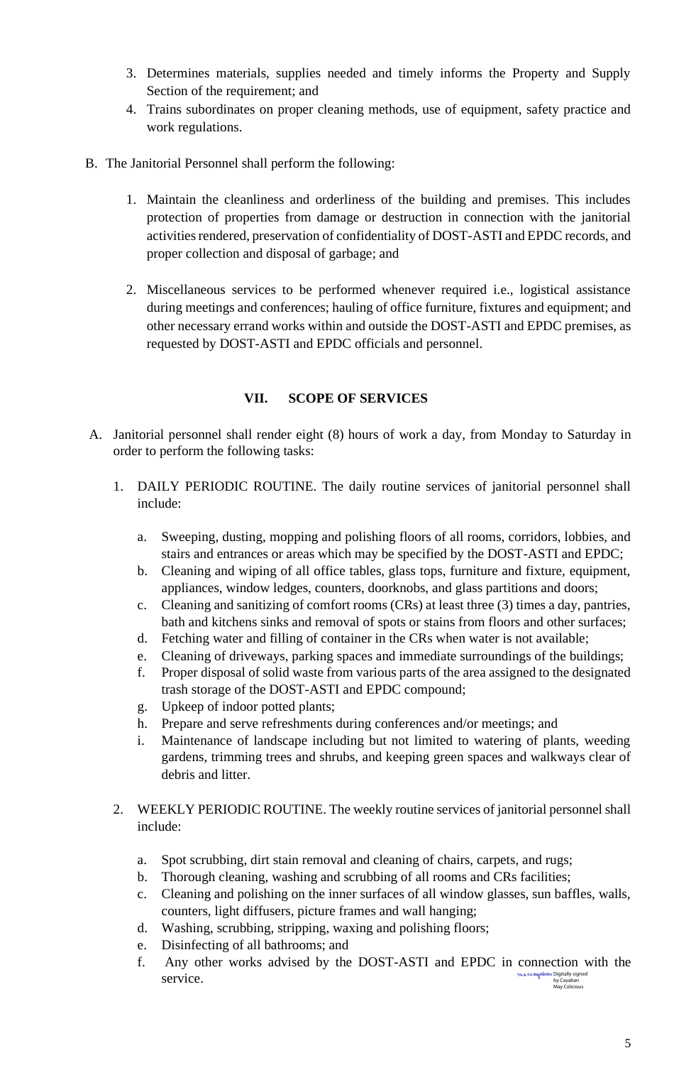3. Determines materials, supplies needed and timely informs the Property and Supply Section of the requirement; and
4. Trains subordinates on proper cleaning methods, use of equipment, safety practice and work regulations.

B. The Janitorial Personnel shall perform the following:

1. Maintain the cleanliness and orderliness of the building and premises. This includes protection of properties from damage or destruction in connection with the janitorial activities rendered, preservation of confidentiality of DOST-ASTI and EPDC records, and proper collection and disposal of garbage; and

2. Miscellaneous services to be performed whenever required i.e., logistical assistance during meetings and conferences; hauling of office furniture, fixtures and equipment; and other necessary errand works within and outside the DOST-ASTI and EPDC premises, as requested by DOST-ASTI and EPDC officials and personnel.

## VII. SCOPE OF SERVICES

A. Janitorial personnel shall render eight (8) hours of work a day, from Monday to Saturday in order to perform the following tasks:

1. DAILY PERIODIC ROUTINE. The daily routine services of janitorial personnel shall include:

   a. Sweeping, dusting, mopping and polishing floors of all rooms, corridors, lobbies, and stairs and entrances or areas which may be specified by the DOST-ASTI and EPDC;
   b. Cleaning and wiping of all office tables, glass tops, furniture and fixture, equipment, appliances, window ledges, counters, doorknobs, and glass partitions and doors;
   c. Cleaning and sanitizing of comfort rooms (CRs) at least three (3) times a day, pantries, bath and kitchens sinks and removal of spots or stains from floors and other surfaces;
   d. Fetching water and filling of container in the CRs when water is not available;
   e. Cleaning of driveways, parking spaces and immediate surroundings of the buildings;
   f. Proper disposal of solid waste from various parts of the area assigned to the designated trash storage of the DOST-ASTI and EPDC compound;
   g. Upkeep of indoor potted plants;
   h. Prepare and serve refreshments during conferences and/or meetings; and
   i. Maintenance of landscape including but not limited to watering of plants, weeding gardens, trimming trees and shrubs, and keeping green spaces and walkways clear of debris and litter.

2. WEEKLY PERIODIC ROUTINE. The weekly routine services of janitorial personnel shall include:

   a. Spot scrubbing, dirt stain removal and cleaning of chairs, carpets, and rugs;
   b. Thorough cleaning, washing and scrubbing of all rooms and CRs facilities;
   c. Cleaning and polishing on the inner surfaces of all window glasses, sun baffles, walls, counters, light diffusers, picture frames and wall hanging;
   d. Washing, scrubbing, stripping, waxing and polishing floors;
   e. Disinfecting of all bathrooms; and
   f. Any other works advised by the DOST-ASTI and EPDC in connection with the service.

Digitally signed by Cayaban May Celicious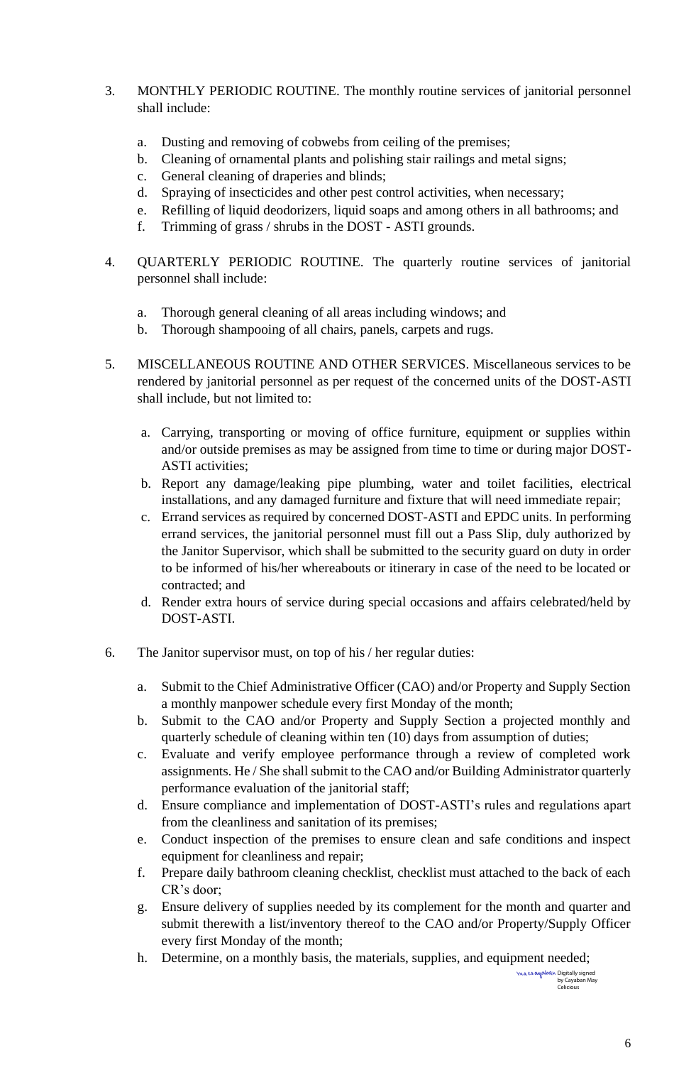3. MONTHLY PERIODIC ROUTINE. The monthly routine services of janitorial personnel shall include:

   a. Dusting and removing of cobwebs from ceiling of the premises;
   b. Cleaning of ornamental plants and polishing stair railings and metal signs;
   c. General cleaning of draperies and blinds;
   d. Spraying of insecticides and other pest control activities, when necessary;
   e. Refilling of liquid deodorizers, liquid soaps and among others in all bathrooms; and
   f. Trimming of grass / shrubs in the DOST - ASTI grounds.

4. QUARTERLY PERIODIC ROUTINE. The quarterly routine services of janitorial personnel shall include:

   a. Thorough general cleaning of all areas including windows; and
   b. Thorough shampooing of all chairs, panels, carpets and rugs.

5. MISCELLANEOUS ROUTINE AND OTHER SERVICES. Miscellaneous services to be rendered by janitorial personnel as per request of the concerned units of the DOST-ASTI shall include, but not limited to:

   a. Carrying, transporting or moving of office furniture, equipment or supplies within and/or outside premises as may be assigned from time to time or during major DOST-ASTI activities;
   b. Report any damage/leaking pipe plumbing, water and toilet facilities, electrical installations, and any damaged furniture and fixture that will need immediate repair;
   c. Errand services as required by concerned DOST-ASTI and EPDC units. In performing errand services, the janitorial personnel must fill out a Pass Slip, duly authorized by the Janitor Supervisor, which shall be submitted to the security guard on duty in order to be informed of his/her whereabouts or itinerary in case of the need to be located or contracted; and
   d. Render extra hours of service during special occasions and affairs celebrated/held by DOST-ASTI.

6. The Janitor supervisor must, on top of his / her regular duties:

   a. Submit to the Chief Administrative Officer (CAO) and/or Property and Supply Section a monthly manpower schedule every first Monday of the month;
   b. Submit to the CAO and/or Property and Supply Section a projected monthly and quarterly schedule of cleaning within ten (10) days from assumption of duties;
   c. Evaluate and verify employee performance through a review of completed work assignments. He / She shall submit to the CAO and/or Building Administrator quarterly performance evaluation of the janitorial staff;
   d. Ensure compliance and implementation of DOST-ASTI's rules and regulations apart from the cleanliness and sanitation of its premises;
   e. Conduct inspection of the premises to ensure clean and safe conditions and inspect equipment for cleanliness and repair;
   f. Prepare daily bathroom cleaning checklist, checklist must attached to the back of each CR's door;
   g. Ensure delivery of supplies needed by its complement for the month and quarter and submit therewith a list/inventory thereof to the CAO and/or Property/Supply Officer every first Monday of the month;
   h. Determine, on a monthly basis, the materials, supplies, and equipment needed;

Digitally signed by Cayaban May Celicious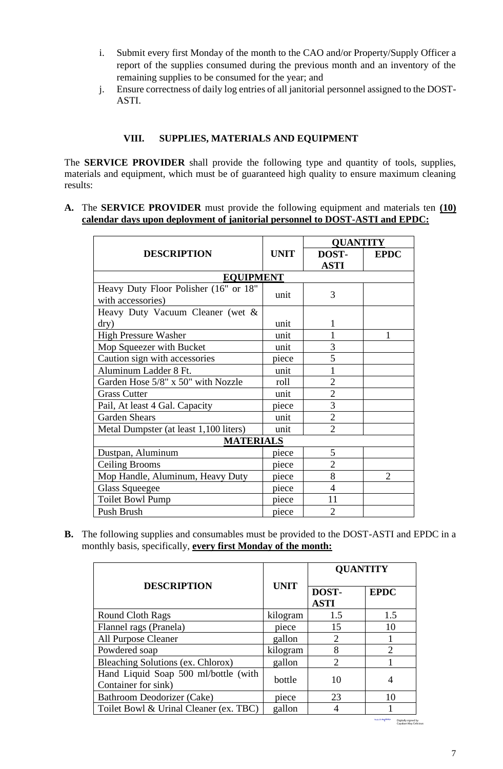i. Submit every first Monday of the month to the CAO and/or Property/Supply Officer a report of the supplies consumed during the previous month and an inventory of the remaining supplies to be consumed for the year; and

j. Ensure correctness of daily log entries of all janitorial personnel assigned to the DOST-ASTI.

## VIII. SUPPLIES, MATERIALS AND EQUIPMENT

The **SERVICE PROVIDER** shall provide the following type and quantity of tools, supplies, materials and equipment, which must be of guaranteed high quality to ensure maximum cleaning results:

**A.** The **SERVICE PROVIDER** must provide the following equipment and materials ten **(10) calendar days upon deployment of janitorial personnel to DOST-ASTI and EPDC:**

| DESCRIPTION | UNIT | QUANTITY | |
|---|---|---|---|
| | | DOST-ASTI | EPDC |
| **EQUIPMENT** | | | |
| Heavy Duty Floor Polisher (16" or 18" with accessories) | unit | 3 | |
| Heavy Duty Vacuum Cleaner (wet & dry) | unit | 1 | |
| High Pressure Washer | unit | 1 | 1 |
| Mop Squeezer with Bucket | unit | 3 | |
| Caution sign with accessories | piece | 5 | |
| Aluminum Ladder 8 Ft. | unit | 1 | |
| Garden Hose 5/8" x 50" with Nozzle | roll | 2 | |
| Grass Cutter | unit | 2 | |
| Pail, At least 4 Gal. Capacity | piece | 3 | |
| Garden Shears | unit | 2 | |
| Metal Dumpster (at least 1,100 liters) | unit | 2 | |
| **MATERIALS** | | | |
| Dustpan, Aluminum | piece | 5 | |
| Ceiling Brooms | piece | 2 | |
| Mop Handle, Aluminum, Heavy Duty | piece | 8 | 2 |
| Glass Squeegee | piece | 4 | |
| Toilet Bowl Pump | piece | 11 | |
| Push Brush | piece | 2 | |

**B.** The following supplies and consumables must be provided to the DOST-ASTI and EPDC in a monthly basis, specifically, **every first Monday of the month:**

| DESCRIPTION | UNIT | QUANTITY | |
|---|---|---|---|
| | | DOST-ASTI | EPDC |
| Round Cloth Rags | kilogram | 1.5 | 1.5 |
| Flannel rags (Pranela) | piece | 15 | 10 |
| All Purpose Cleaner | gallon | 2 | 1 |
| Powdered soap | kilogram | 8 | 2 |
| Bleaching Solutions (ex. Chlorox) | gallon | 2 | 1 |
| Hand Liquid Soap 500 ml/bottle (with Container for sink) | bottle | 10 | 4 |
| Bathroom Deodorizer (Cake) | piece | 23 | 10 |
| Toilet Bowl & Urinal Cleaner (ex. TBC) | gallon | 4 | 1 |

Digitally signed by Cayaban May Celicious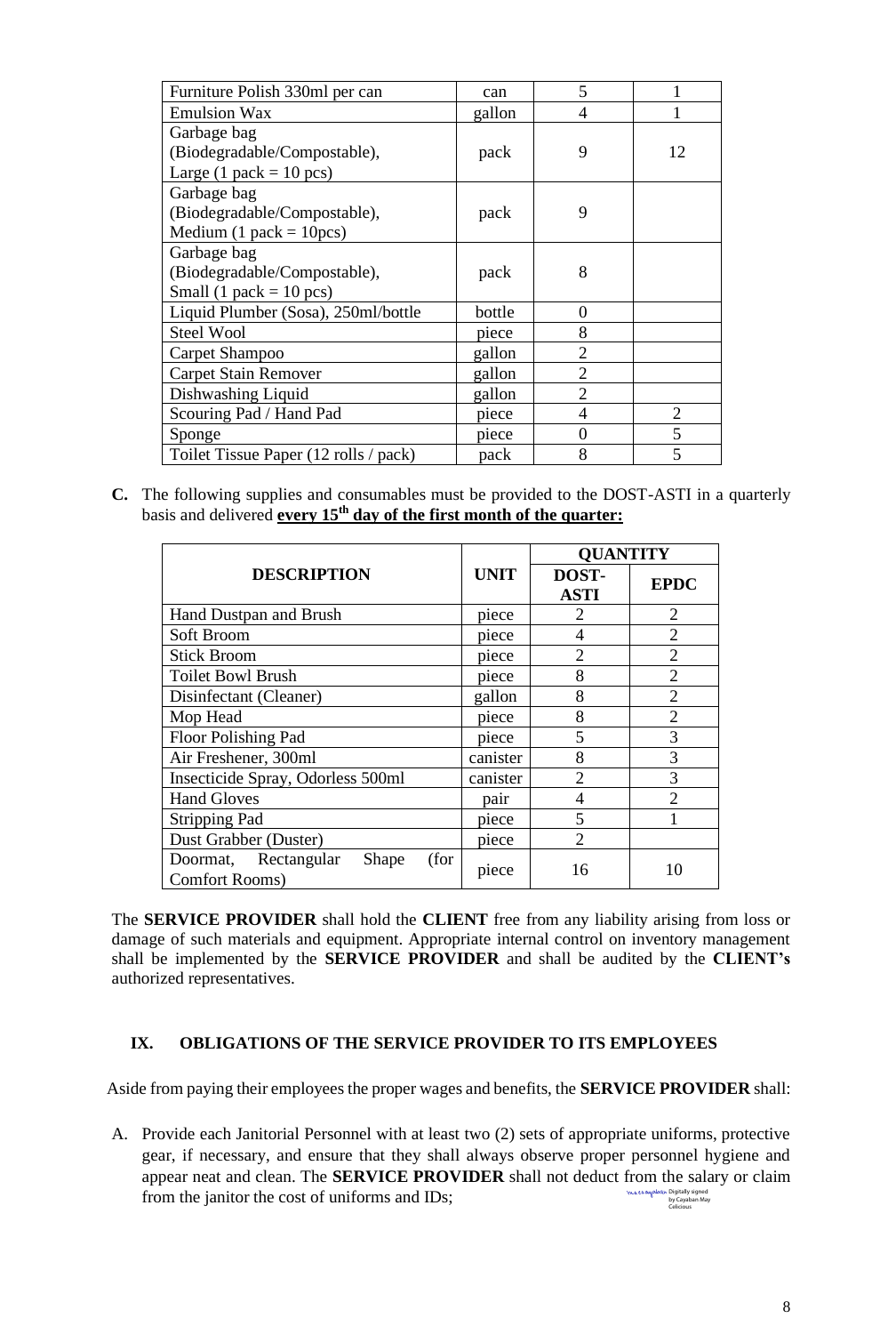| Furniture Polish 330ml per can | can | 5 | 1 |
|---|---|---|---|
| Emulsion Wax | gallon | 4 | 1 |
| Garbage bag (Biodegradable/Compostable), Large (1 pack = 10 pcs) | pack | 9 | 12 |
| Garbage bag (Biodegradable/Compostable), Medium (1 pack = 10pcs) | pack | 9 | |
| Garbage bag (Biodegradable/Compostable), Small (1 pack = 10 pcs) | pack | 8 | |
| Liquid Plumber (Sosa), 250ml/bottle | bottle | 0 | |
| Steel Wool | piece | 8 | |
| Carpet Shampoo | gallon | 2 | |
| Carpet Stain Remover | gallon | 2 | |
| Dishwashing Liquid | gallon | 2 | |
| Scouring Pad / Hand Pad | piece | 4 | 2 |
| Sponge | piece | 0 | 5 |
| Toilet Tissue Paper (12 rolls / pack) | pack | 8 | 5 |

**C.** The following supplies and consumables must be provided to the DOST-ASTI in a quarterly basis and delivered **every 15th day of the first month of the quarter:**

| DESCRIPTION | UNIT | QUANTITY | |
|---|---|---|---|
| | | DOST-ASTI | EPDC |
| Hand Dustpan and Brush | piece | 2 | 2 |
| Soft Broom | piece | 4 | 2 |
| Stick Broom | piece | 2 | 2 |
| Toilet Bowl Brush | piece | 8 | 2 |
| Disinfectant (Cleaner) | gallon | 8 | 2 |
| Mop Head | piece | 8 | 2 |
| Floor Polishing Pad | piece | 5 | 3 |
| Air Freshener, 300ml | canister | 8 | 3 |
| Insecticide Spray, Odorless 500ml | canister | 2 | 3 |
| Hand Gloves | pair | 4 | 2 |
| Stripping Pad | piece | 5 | 1 |
| Dust Grabber (Duster) | piece | 2 | |
| Doormat, Rectangular Shape (for Comfort Rooms) | piece | 16 | 10 |

The **SERVICE PROVIDER** shall hold the **CLIENT** free from any liability arising from loss or damage of such materials and equipment. Appropriate internal control on inventory management shall be implemented by the **SERVICE PROVIDER** and shall be audited by the **CLIENT's** authorized representatives.

## IX. OBLIGATIONS OF THE SERVICE PROVIDER TO ITS EMPLOYEES

Aside from paying their employees the proper wages and benefits, the **SERVICE PROVIDER** shall:

A. Provide each Janitorial Personnel with at least two (2) sets of appropriate uniforms, protective gear, if necessary, and ensure that they shall always observe proper personnel hygiene and appear neat and clean. The **SERVICE PROVIDER** shall not deduct from the salary or claim from the janitor the cost of uniforms and IDs;

Digitally signed by Cayaban May Celicious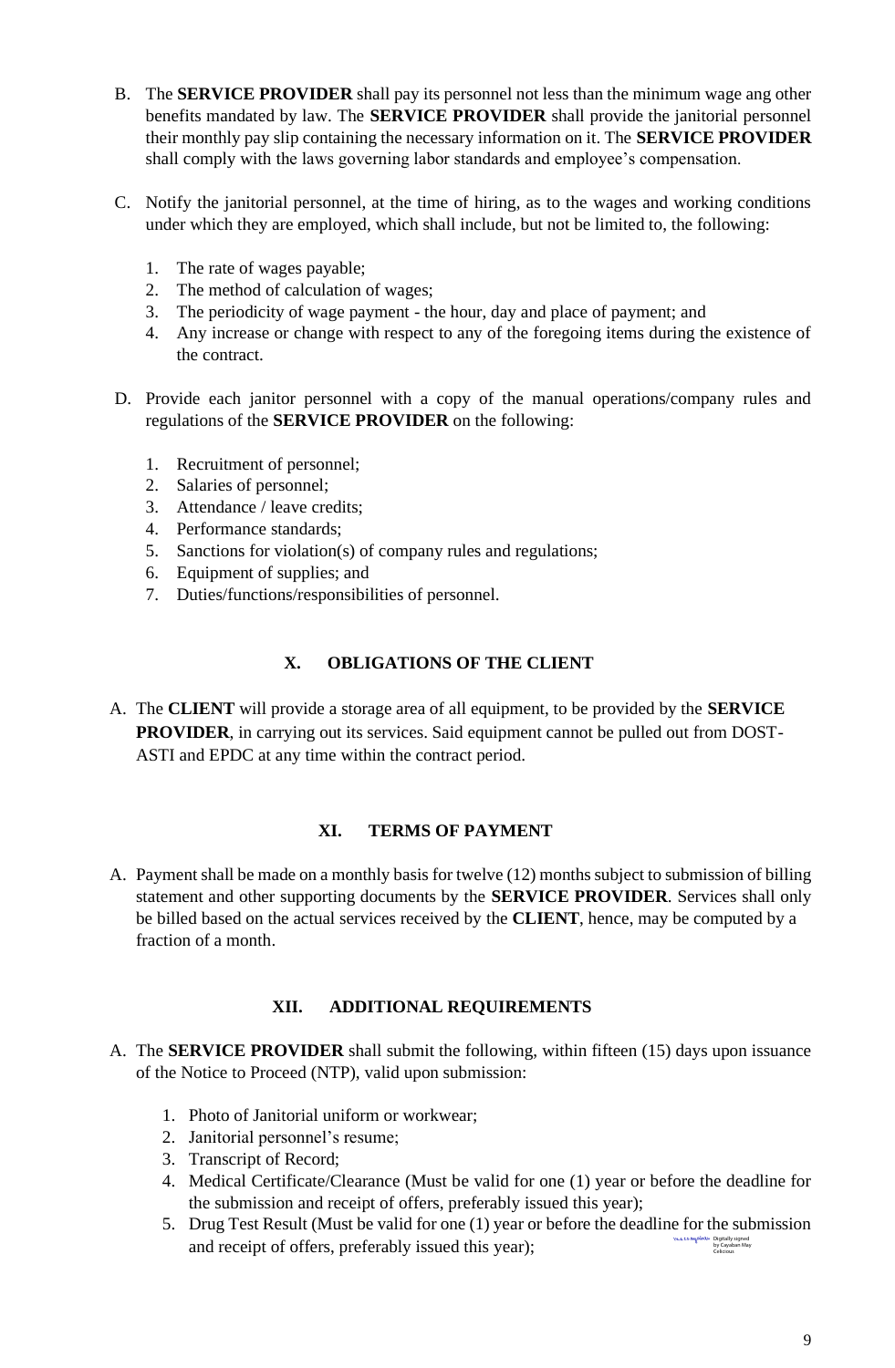B. The **SERVICE PROVIDER** shall pay its personnel not less than the minimum wage ang other benefits mandated by law. The **SERVICE PROVIDER** shall provide the janitorial personnel their monthly pay slip containing the necessary information on it. The **SERVICE PROVIDER** shall comply with the laws governing labor standards and employee's compensation.

C. Notify the janitorial personnel, at the time of hiring, as to the wages and working conditions under which they are employed, which shall include, but not be limited to, the following:

   1. The rate of wages payable;
   2. The method of calculation of wages;
   3. The periodicity of wage payment - the hour, day and place of payment; and
   4. Any increase or change with respect to any of the foregoing items during the existence of the contract.

D. Provide each janitor personnel with a copy of the manual operations/company rules and regulations of the **SERVICE PROVIDER** on the following:

   1. Recruitment of personnel;
   2. Salaries of personnel;
   3. Attendance / leave credits;
   4. Performance standards;
   5. Sanctions for violation(s) of company rules and regulations;
   6. Equipment of supplies; and
   7. Duties/functions/responsibilities of personnel.

## X. OBLIGATIONS OF THE CLIENT

A. The **CLIENT** will provide a storage area of all equipment, to be provided by the **SERVICE PROVIDER**, in carrying out its services. Said equipment cannot be pulled out from DOST-ASTI and EPDC at any time within the contract period.

## XI. TERMS OF PAYMENT

A. Payment shall be made on a monthly basis for twelve (12) months subject to submission of billing statement and other supporting documents by the **SERVICE PROVIDER**. Services shall only be billed based on the actual services received by the **CLIENT**, hence, may be computed by a fraction of a month.

## XII. ADDITIONAL REQUIREMENTS

A. The **SERVICE PROVIDER** shall submit the following, within fifteen (15) days upon issuance of the Notice to Proceed (NTP), valid upon submission:

   1. Photo of Janitorial uniform or workwear;
   2. Janitorial personnel's resume;
   3. Transcript of Record;
   4. Medical Certificate/Clearance (Must be valid for one (1) year or before the deadline for the submission and receipt of offers, preferably issued this year);
   5. Drug Test Result (Must be valid for one (1) year or before the deadline for the submission and receipt of offers, preferably issued this year);

Digitally signed by Cayaban May Celicious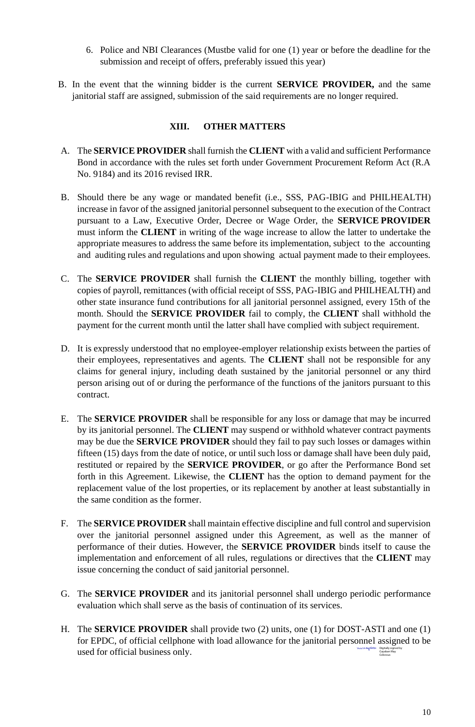6. Police and NBI Clearances (Mustbe valid for one (1) year or before the deadline for the submission and receipt of offers, preferably issued this year)

B. In the event that the winning bidder is the current **SERVICE PROVIDER,** and the same janitorial staff are assigned, submission of the said requirements are no longer required.

## XIII. OTHER MATTERS

A. The **SERVICE PROVIDER** shall furnish the **CLIENT** with a valid and sufficient Performance Bond in accordance with the rules set forth under Government Procurement Reform Act (R.A No. 9184) and its 2016 revised IRR.

B. Should there be any wage or mandated benefit (i.e., SSS, PAG-IBIG and PHILHEALTH) increase in favor of the assigned janitorial personnel subsequent to the execution of the Contract pursuant to a Law, Executive Order, Decree or Wage Order, the **SERVICE PROVIDER** must inform the **CLIENT** in writing of the wage increase to allow the latter to undertake the appropriate measures to address the same before its implementation, subject to the accounting and auditing rules and regulations and upon showing actual payment made to their employees.

C. The **SERVICE PROVIDER** shall furnish the **CLIENT** the monthly billing, together with copies of payroll, remittances (with official receipt of SSS, PAG-IBIG and PHILHEALTH) and other state insurance fund contributions for all janitorial personnel assigned, every 15th of the month. Should the **SERVICE PROVIDER** fail to comply, the **CLIENT** shall withhold the payment for the current month until the latter shall have complied with subject requirement.

D. It is expressly understood that no employee-employer relationship exists between the parties of their employees, representatives and agents. The **CLIENT** shall not be responsible for any claims for general injury, including death sustained by the janitorial personnel or any third person arising out of or during the performance of the functions of the janitors pursuant to this contract.

E. The **SERVICE PROVIDER** shall be responsible for any loss or damage that may be incurred by its janitorial personnel. The **CLIENT** may suspend or withhold whatever contract payments may be due the **SERVICE PROVIDER** should they fail to pay such losses or damages within fifteen (15) days from the date of notice, or until such loss or damage shall have been duly paid, restituted or repaired by the **SERVICE PROVIDER**, or go after the Performance Bond set forth in this Agreement. Likewise, the **CLIENT** has the option to demand payment for the replacement value of the lost properties, or its replacement by another at least substantially in the same condition as the former.

F. The **SERVICE PROVIDER** shall maintain effective discipline and full control and supervision over the janitorial personnel assigned under this Agreement, as well as the manner of performance of their duties. However, the **SERVICE PROVIDER** binds itself to cause the implementation and enforcement of all rules, regulations or directives that the **CLIENT** may issue concerning the conduct of said janitorial personnel.

G. The **SERVICE PROVIDER** and its janitorial personnel shall undergo periodic performance evaluation which shall serve as the basis of continuation of its services.

H. The **SERVICE PROVIDER** shall provide two (2) units, one (1) for DOST-ASTI and one (1) for EPDC, of official cellphone with load allowance for the janitorial personnel assigned to be used for official business only.

Digitally signed by Cayaban May Celicious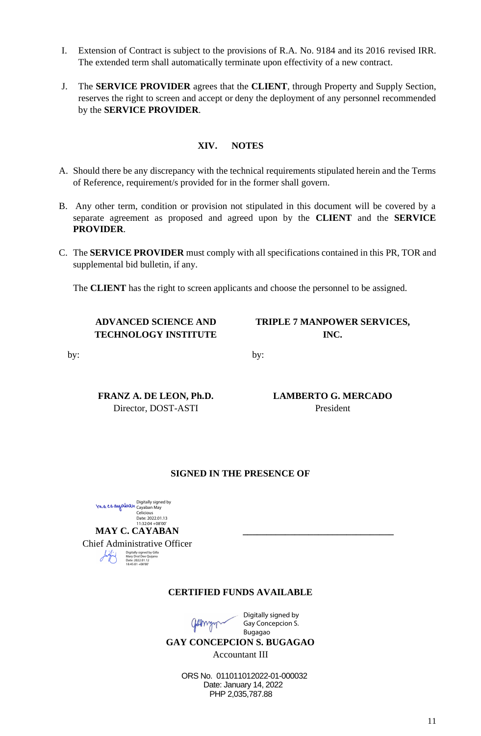I. Extension of Contract is subject to the provisions of R.A. No. 9184 and its 2016 revised IRR. The extended term shall automatically terminate upon effectivity of a new contract.

J. The **SERVICE PROVIDER** agrees that the **CLIENT**, through Property and Supply Section, reserves the right to screen and accept or deny the deployment of any personnel recommended by the **SERVICE PROVIDER**.

## XIV. NOTES

A. Should there be any discrepancy with the technical requirements stipulated herein and the Terms of Reference, requirement/s provided for in the former shall govern.

B. Any other term, condition or provision not stipulated in this document will be covered by a separate agreement as proposed and agreed upon by the **CLIENT** and the **SERVICE PROVIDER**.

C. The **SERVICE PROVIDER** must comply with all specifications contained in this PR, TOR and supplemental bid bulletin, if any.

The **CLIENT** has the right to screen applicants and choose the personnel to be assigned.

**ADVANCED SCIENCE AND TECHNOLOGY INSTITUTE**

by:

**FRANZ A. DE LEON, Ph.D.**
Director, DOST-ASTI

**TRIPLE 7 MANPOWER SERVICES, INC.**

by:

**LAMBERTO G. MERCADO**
President

**SIGNED IN THE PRESENCE OF**

Digitally signed by Cayaban May Celicious
Date: 2022.01.13 11:32:04 +08'00'

**MAY C. CAYABAN**
Chief Administrative Officer

Digitally signed by Gilla Mary Drol Dee Quijano
Date: 2022.01.12 18:45:01 +08'00'

\_\_\_\_\_\_\_\_\_\_\_\_\_\_\_\_\_\_\_\_\_\_\_\_\_\_\_\_\_\_\_\_

**CERTIFIED FUNDS AVAILABLE**

Digitally signed by Gay Concepcion S. Bugagao

**GAY CONCEPCION S. BUGAGAO**
Accountant III

ORS No. 011011012022-01-000032
Date: January 14, 2022
PHP 2,035,787.88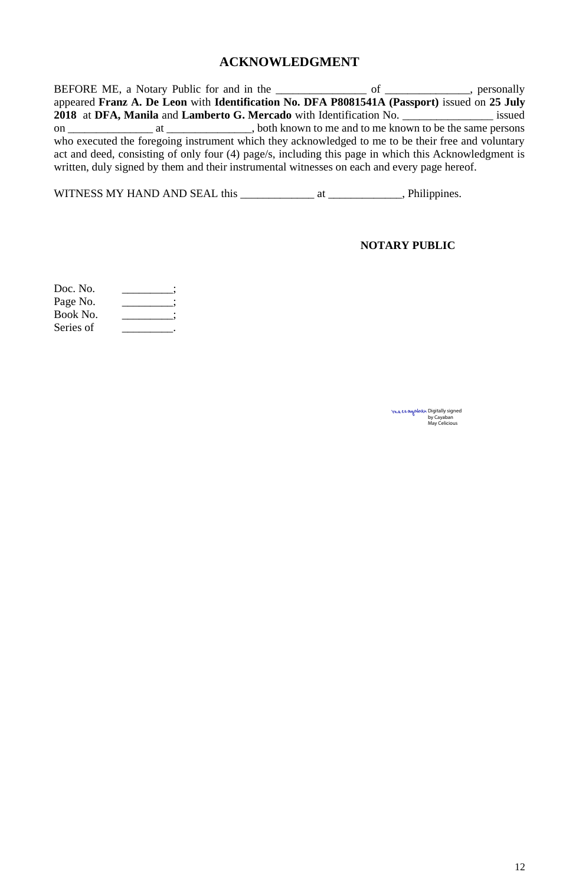# ACKNOWLEDGMENT

BEFORE ME, a Notary Public for and in the ________________ of _______________, personally appeared **Franz A. De Leon** with **Identification No. DFA P8081541A (Passport)** issued on **25 July 2018** at **DFA, Manila** and **Lamberto G. Mercado** with Identification No. ________________ issued on _______________ at _______________, both known to me and to me known to be the same persons who executed the foregoing instrument which they acknowledged to me to be their free and voluntary act and deed, consisting of only four (4) page/s, including this page in which this Acknowledgment is written, duly signed by them and their instrumental witnesses on each and every page hereof.

WITNESS MY HAND AND SEAL this _____________ at _____________, Philippines.

**NOTARY PUBLIC**

Doc. No. _________;
Page No. _________;
Book No. _________;
Series of _________.

mecayaban Digitally signed by Cayaban May Celicious